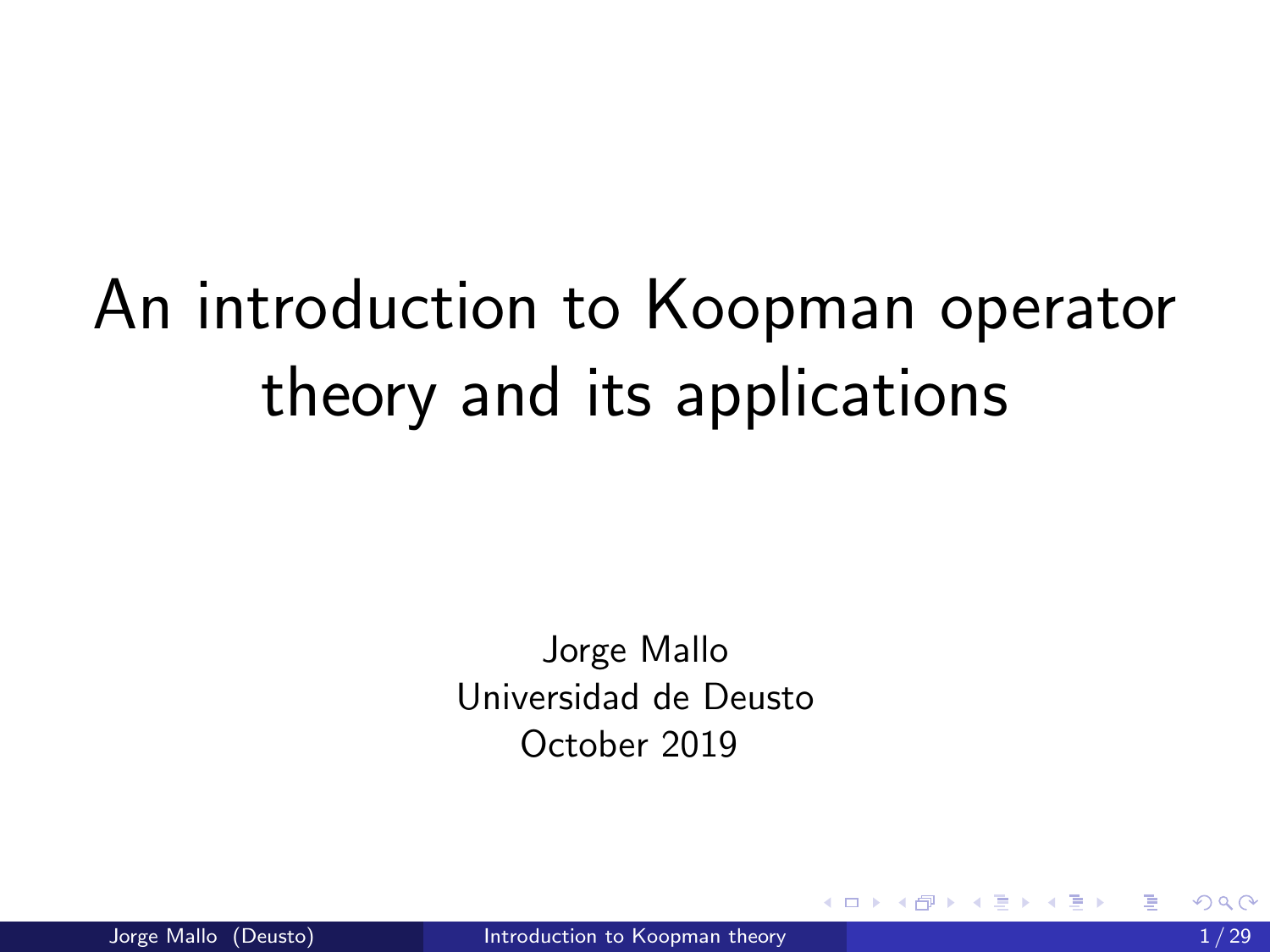# An introduction to Koopman operator theory and its applications

Jorge Mallo
Universidad de Deusto
October 2019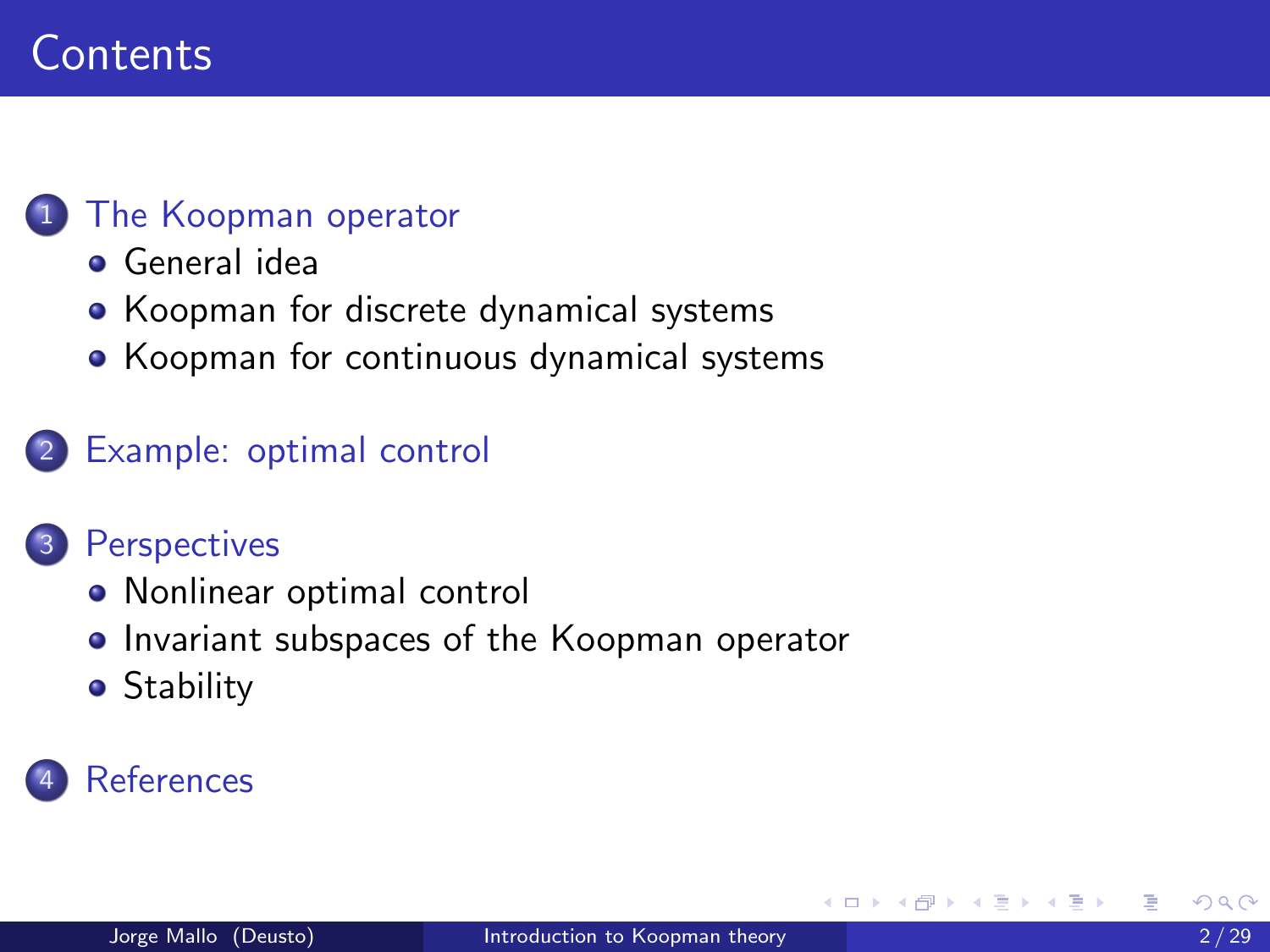# Contents

1. The Koopman operator
   - General idea
   - Koopman for discrete dynamical systems
   - Koopman for continuous dynamical systems
2. Example: optimal control
3. Perspectives
   - Nonlinear optimal control
   - Invariant subspaces of the Koopman operator
   - Stability
4. References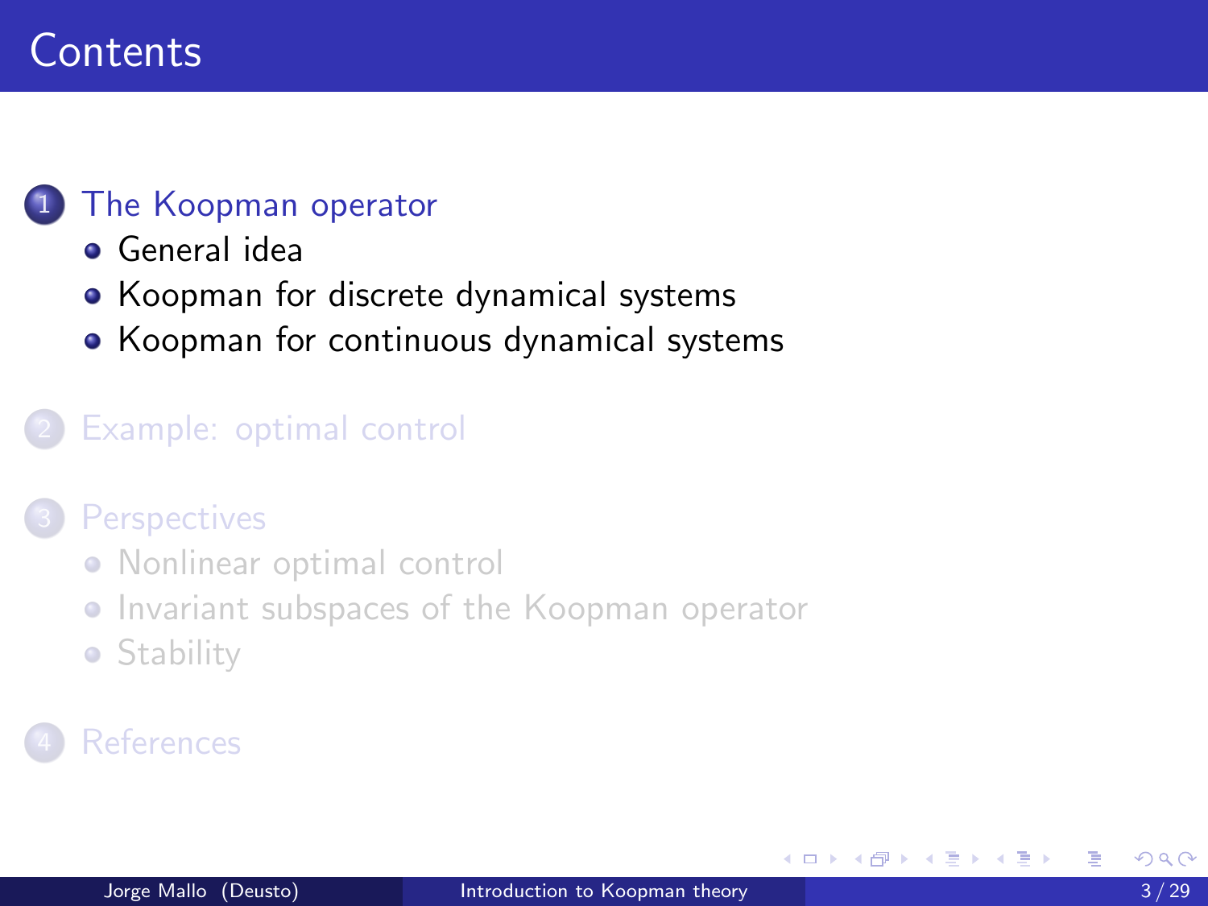# Contents

1. The Koopman operator
   - General idea
   - Koopman for discrete dynamical systems
   - Koopman for continuous dynamical systems

2. Example: optimal control

3. Perspectives
   - Nonlinear optimal control
   - Invariant subspaces of the Koopman operator
   - Stability

4. References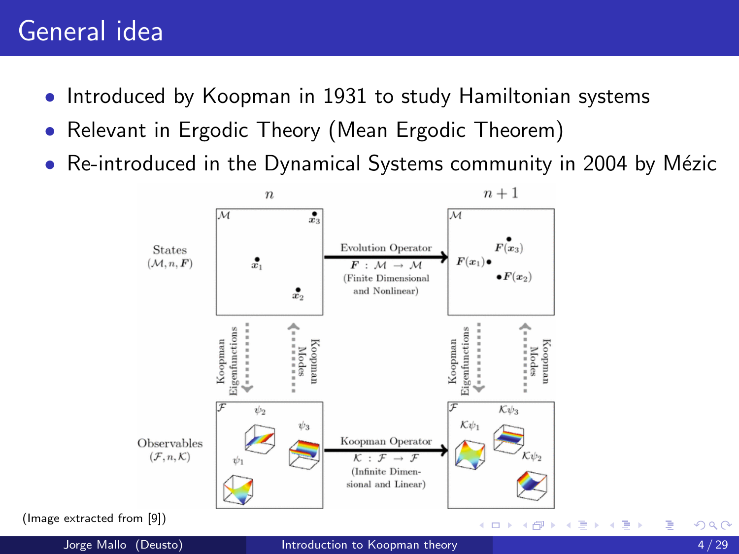# General idea

- Introduced by Koopman in 1931 to study Hamiltonian systems
- Relevant in Ergodic Theory (Mean Ergodic Theorem)
- Re-introduced in the Dynamical Systems community in 2004 by Mézic

(Image extracted from [9])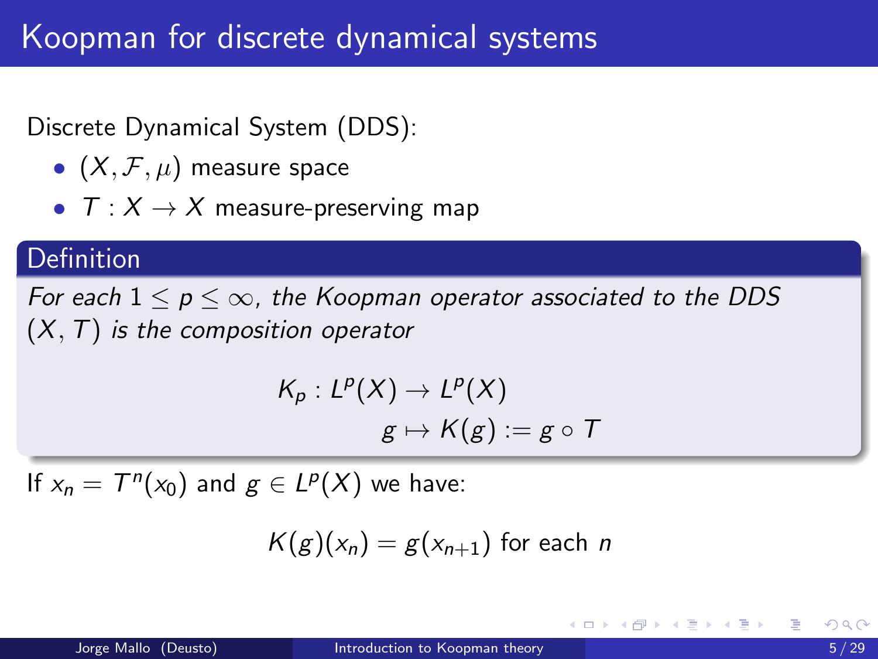# Koopman for discrete dynamical systems

Discrete Dynamical System (DDS):

- $(X, \mathcal{F}, \mu)$ measure space
- $T : X \to X$ measure-preserving map

**Definition**

*For each $1 \leq p \leq \infty$, the Koopman operator associated to the DDS $(X, T)$ is the composition operator*

$$K_p : L^p(X) \to L^p(X)$$
$$g \mapsto K(g) := g \circ T$$

If $x_n = T^n(x_0)$ and $g \in L^p(X)$ we have:

$$K(g)(x_n) = g(x_{n+1}) \text{ for each } n$$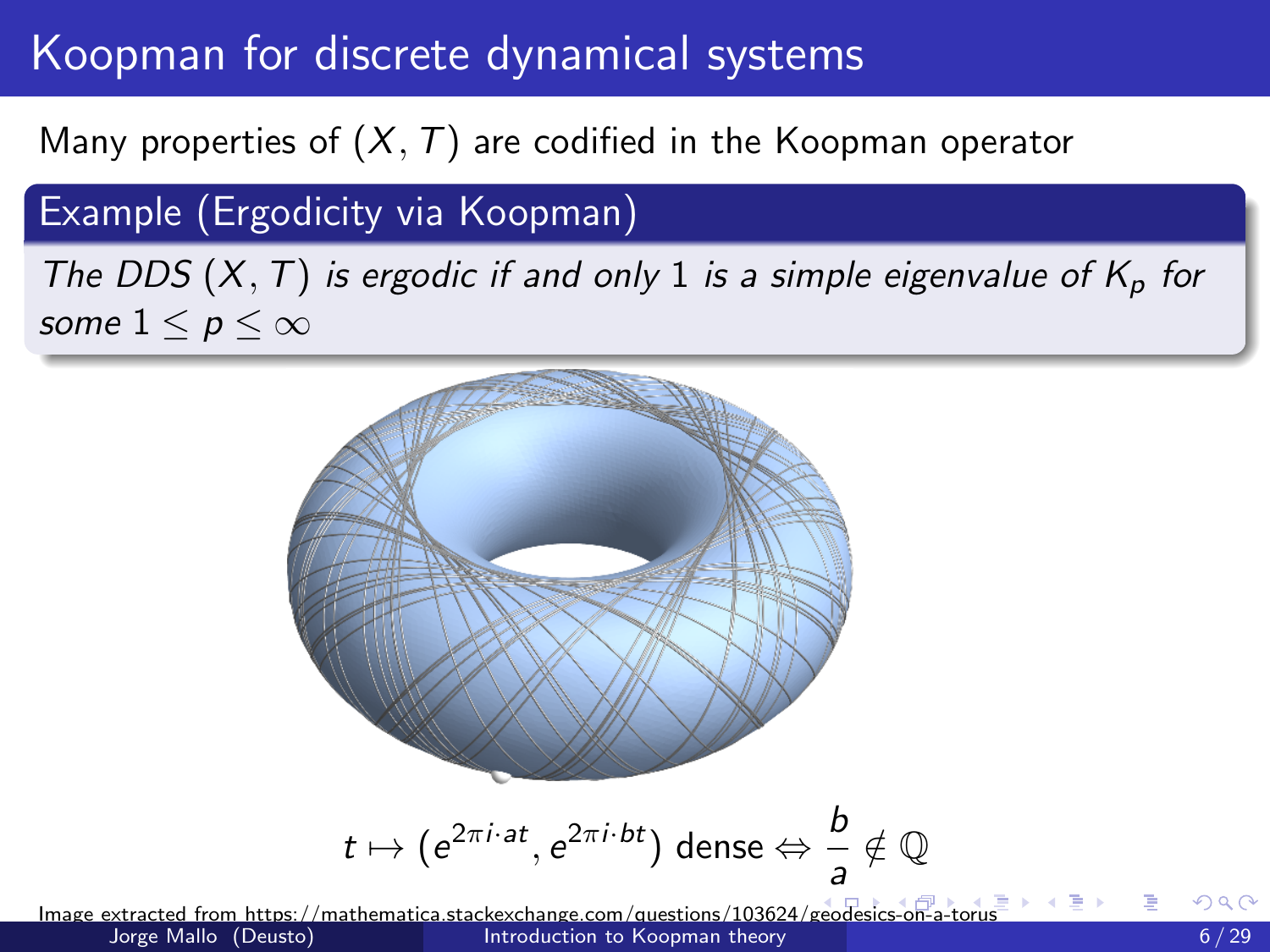# Koopman for discrete dynamical systems

Many properties of $(X, T)$ are codified in the Koopman operator

**Example (Ergodicity via Koopman)**

*The DDS $(X, T)$ is ergodic if and only $1$ is a simple eigenvalue of $K_p$ for some $1 \leq p \leq \infty$*

$$t \mapsto (e^{2\pi i \cdot at}, e^{2\pi i \cdot bt}) \text{ dense} \Leftrightarrow \frac{b}{a} \notin \mathbb{Q}$$

Image extracted from https://mathematica.stackexchange.com/questions/103624/geodesics-on-a-torus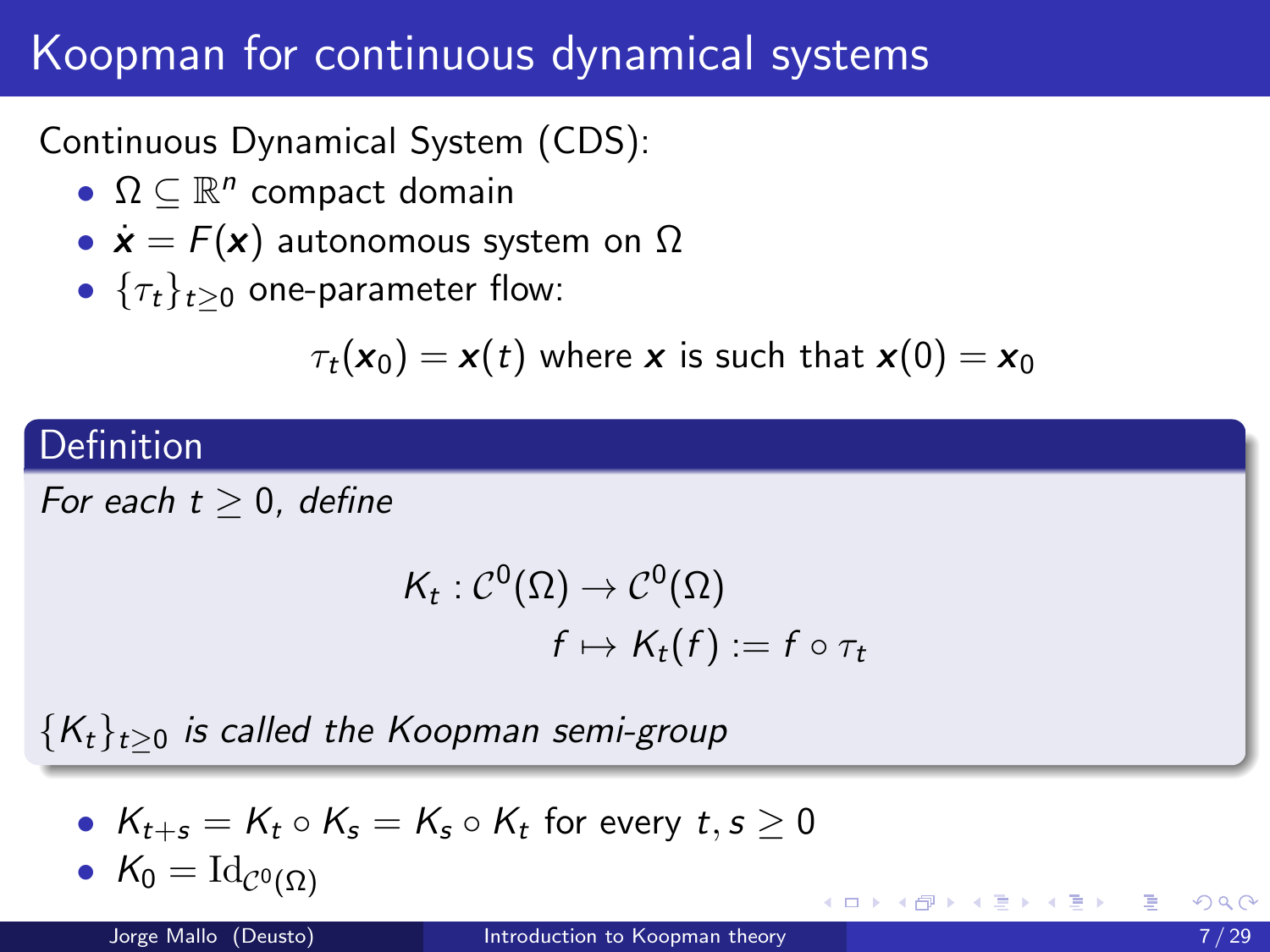# Koopman for continuous dynamical systems

Continuous Dynamical System (CDS):

- $\Omega \subseteq \mathbb{R}^n$ compact domain
- $\dot{\boldsymbol{x}} = F(\boldsymbol{x})$ autonomous system on $\Omega$
- $\{\tau_t\}_{t \geq 0}$ one-parameter flow:

$$\tau_t(\boldsymbol{x}_0) = \boldsymbol{x}(t) \text{ where } \boldsymbol{x} \text{ is such that } \boldsymbol{x}(0) = \boldsymbol{x}_0$$

**Definition**

*For each $t \geq 0$, define*

$$\begin{aligned} K_t : \mathcal{C}^0(\Omega) &\to \mathcal{C}^0(\Omega) \\ f &\mapsto K_t(f) := f \circ \tau_t \end{aligned}$$

*$\{K_t\}_{t \geq 0}$ is called the Koopman semi-group*

- $K_{t+s} = K_t \circ K_s = K_s \circ K_t$ for every $t, s \geq 0$
- $K_0 = \mathrm{Id}_{\mathcal{C}^0(\Omega)}$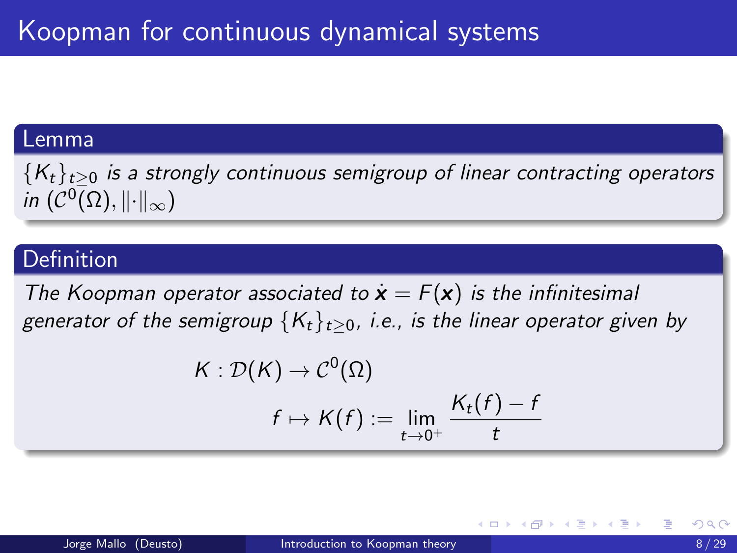# Koopman for continuous dynamical systems

**Lemma**

*$\{K_t\}_{t\geq 0}$ is a strongly continuous semigroup of linear contracting operators in $(\mathcal{C}^0(\Omega), \|\cdot\|_\infty)$*

**Definition**

*The Koopman operator associated to $\dot{\boldsymbol{x}} = F(\boldsymbol{x})$ is the infinitesimal generator of the semigroup $\{K_t\}_{t\geq 0}$, i.e., is the linear operator given by*

$$K : \mathcal{D}(K) \to \mathcal{C}^0(\Omega)$$

$$f \mapsto K(f) := \lim_{t\to 0^+} \frac{K_t(f) - f}{t}$$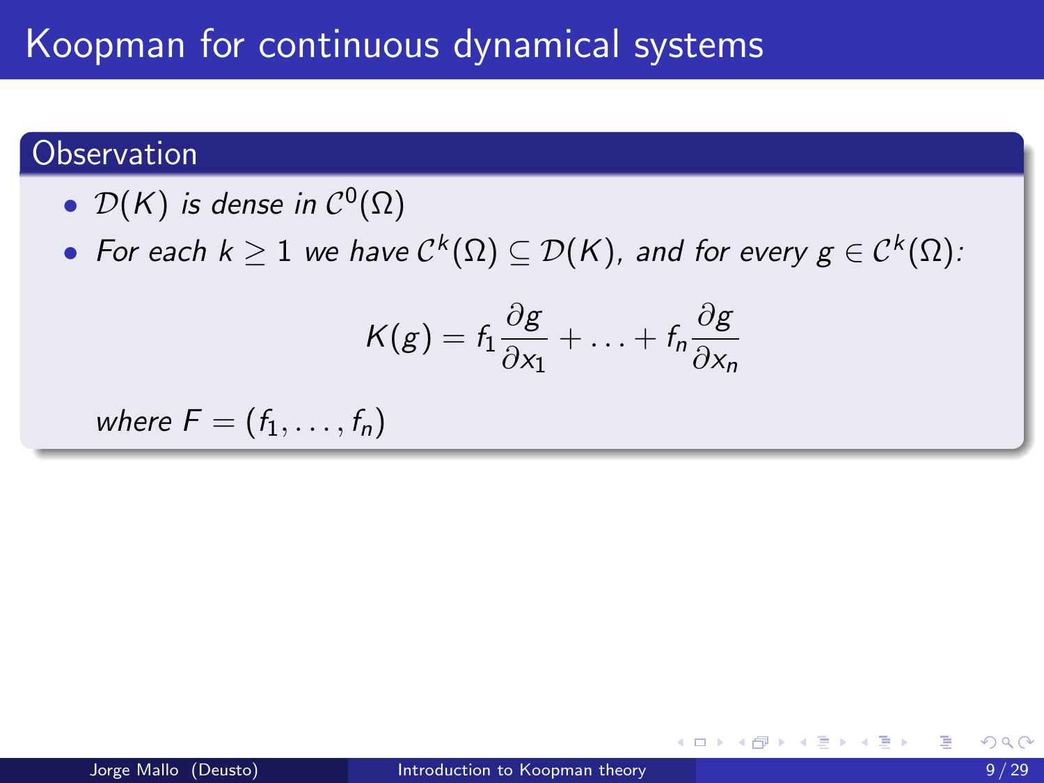# Koopman for continuous dynamical systems

## Observation

- *$\mathcal{D}(K)$ is dense in $\mathcal{C}^0(\Omega)$*
- *For each $k \geq 1$ we have $\mathcal{C}^k(\Omega) \subseteq \mathcal{D}(K)$, and for every $g \in \mathcal{C}^k(\Omega)$:*

$$K(g) = f_1 \frac{\partial g}{\partial x_1} + \ldots + f_n \frac{\partial g}{\partial x_n}$$

*where $F = (f_1, \ldots, f_n)$*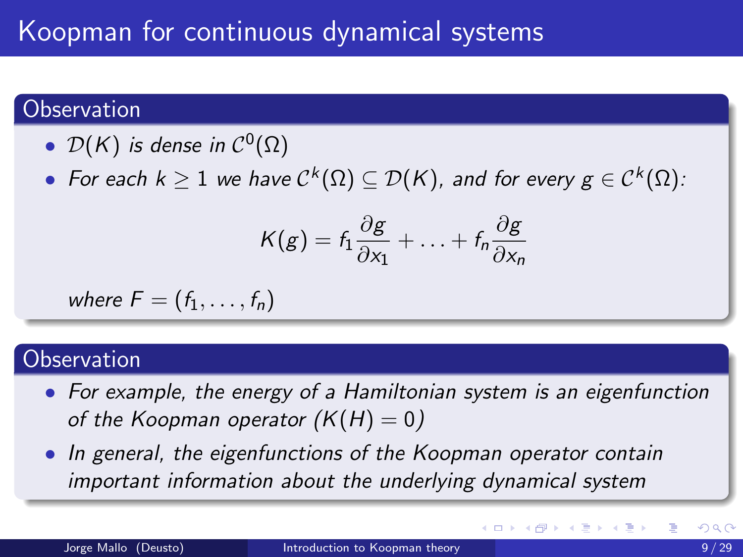# Koopman for continuous dynamical systems

## Observation

- *$\mathcal{D}(K)$ is dense in $\mathcal{C}^0(\Omega)$*
- *For each $k \geq 1$ we have $\mathcal{C}^k(\Omega) \subseteq \mathcal{D}(K)$, and for every $g \in \mathcal{C}^k(\Omega)$:*

$$K(g) = f_1 \frac{\partial g}{\partial x_1} + \ldots + f_n \frac{\partial g}{\partial x_n}$$

*where $F = (f_1, \ldots, f_n)$*

## Observation

- *For example, the energy of a Hamiltonian system is an eigenfunction of the Koopman operator ($K(H) = 0$)*
- *In general, the eigenfunctions of the Koopman operator contain important information about the underlying dynamical system*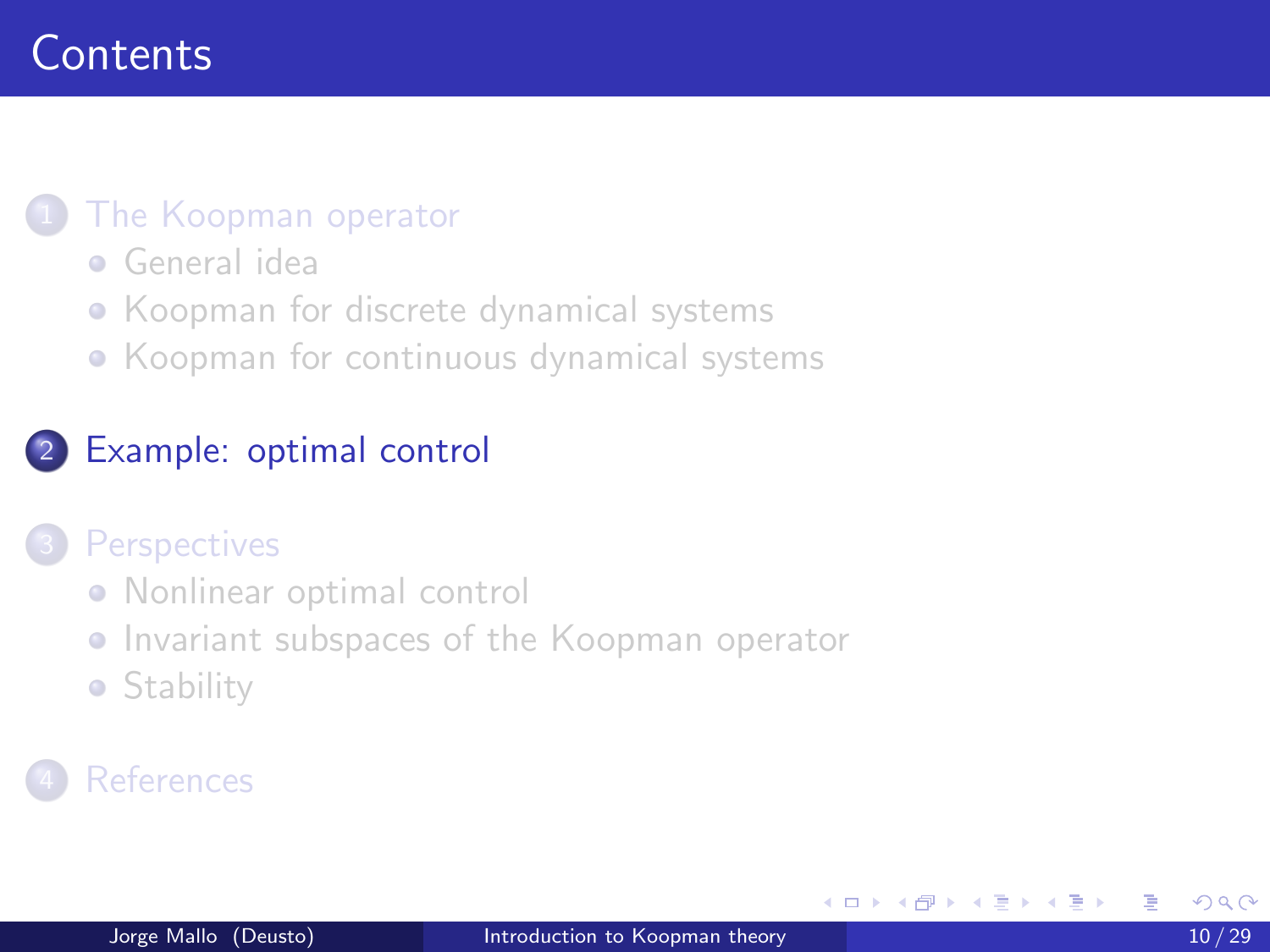# Contents

1. The Koopman operator
   - General idea
   - Koopman for discrete dynamical systems
   - Koopman for continuous dynamical systems

2. Example: optimal control

3. Perspectives
   - Nonlinear optimal control
   - Invariant subspaces of the Koopman operator
   - Stability

4. References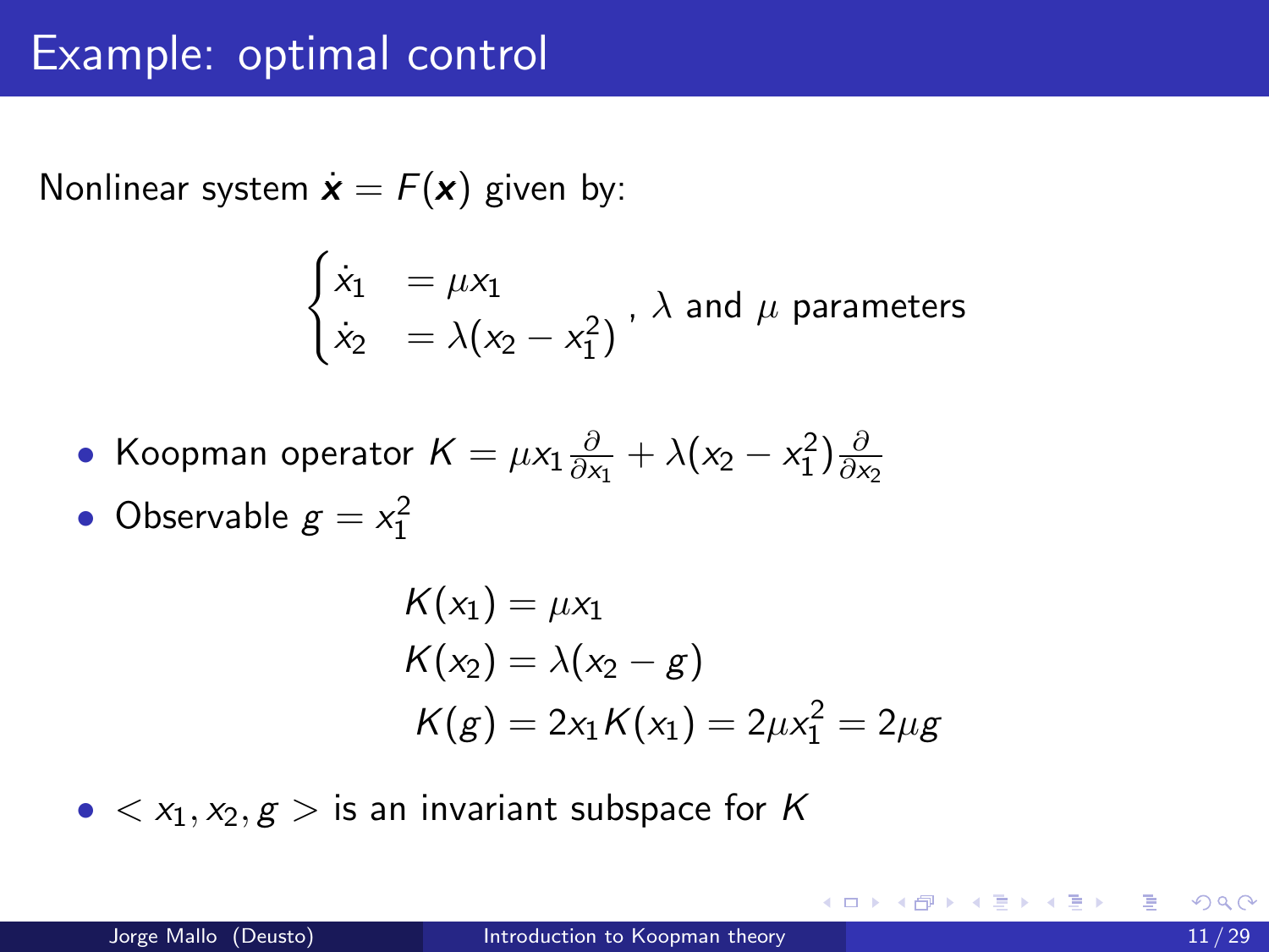# Example: optimal control

Nonlinear system $\dot{\boldsymbol{x}} = F(\boldsymbol{x})$ given by:

$$\begin{cases} \dot{x}_1 & = \mu x_1 \\ \dot{x}_2 & = \lambda(x_2 - x_1^2) \end{cases}, \ \lambda \text{ and } \mu \text{ parameters}$$

- Koopman operator $K = \mu x_1 \frac{\partial}{\partial x_1} + \lambda(x_2 - x_1^2) \frac{\partial}{\partial x_2}$
- Observable $g = x_1^2$

$$\begin{aligned} K(x_1) &= \mu x_1 \\ K(x_2) &= \lambda(x_2 - g) \\ K(g) &= 2 x_1 K(x_1) = 2\mu x_1^2 = 2\mu g \end{aligned}$$

- $< x_1, x_2, g >$ is an invariant subspace for $K$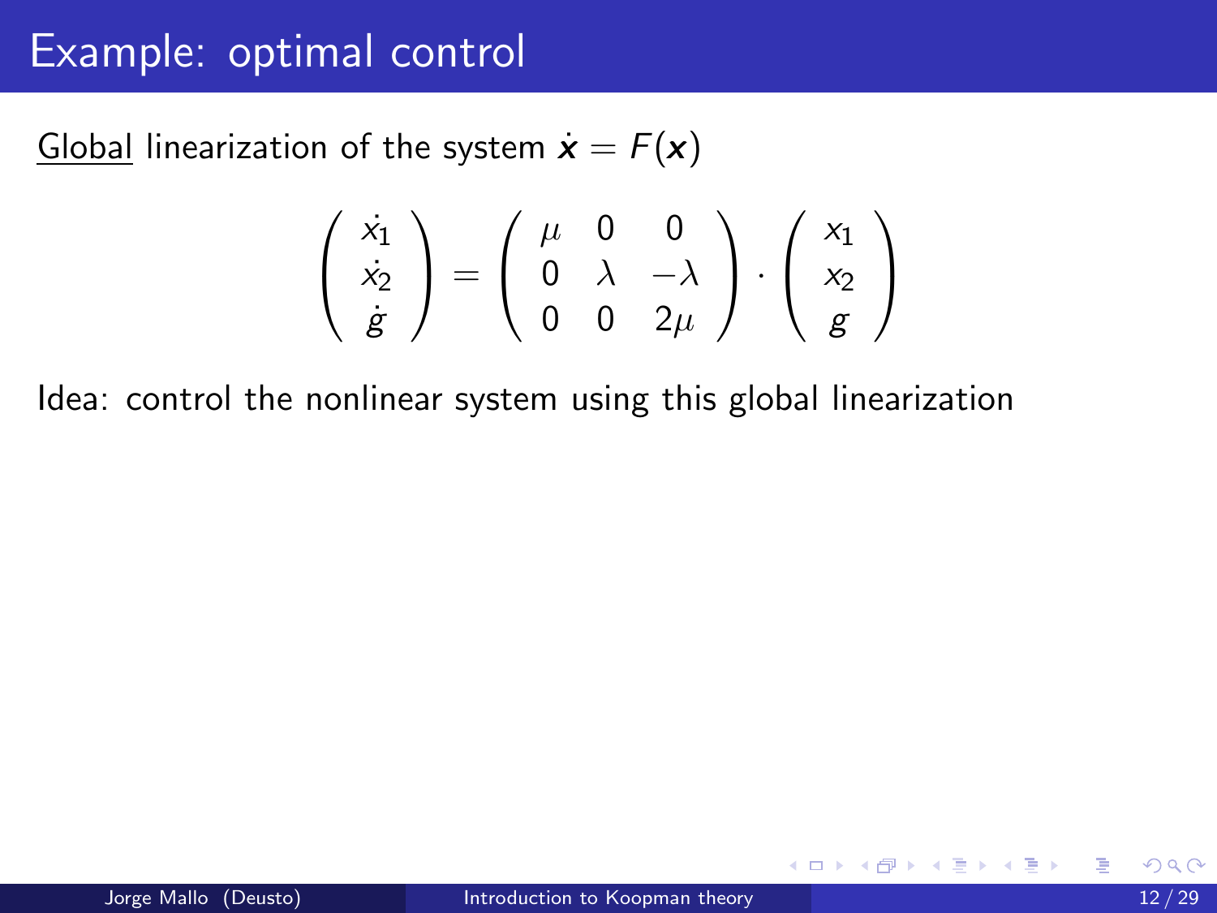# Example: optimal control

<u>Global</u> linearization of the system $\dot{\boldsymbol{x}} = F(\boldsymbol{x})$

$$
\begin{pmatrix} \dot{x_1} \\ \dot{x_2} \\ \dot{g} \end{pmatrix} = \begin{pmatrix} \mu & 0 & 0 \\ 0 & \lambda & -\lambda \\ 0 & 0 & 2\mu \end{pmatrix} \cdot \begin{pmatrix} x_1 \\ x_2 \\ g \end{pmatrix}
$$

Idea: control the nonlinear system using this global linearization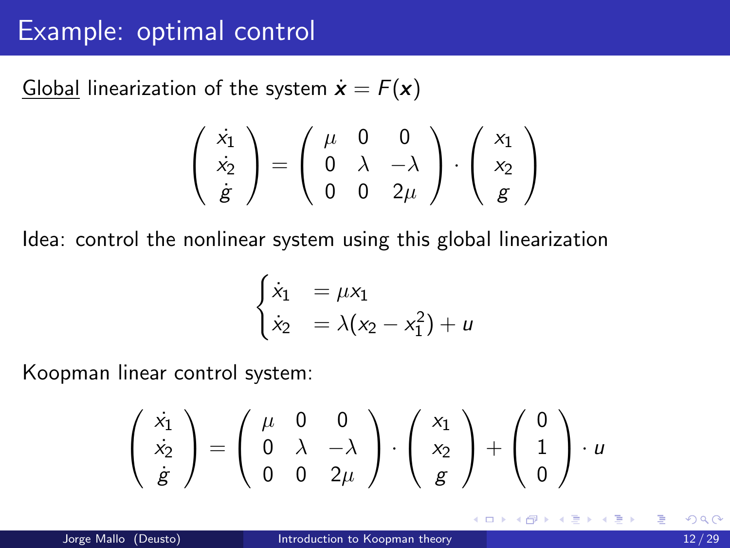# Example: optimal control

<u>Global</u> linearization of the system $\dot{\boldsymbol{x}} = F(\boldsymbol{x})$

$$
\begin{pmatrix} \dot{x}_1 \\ \dot{x}_2 \\ \dot{g} \end{pmatrix} = \begin{pmatrix} \mu & 0 & 0 \\ 0 & \lambda & -\lambda \\ 0 & 0 & 2\mu \end{pmatrix} \cdot \begin{pmatrix} x_1 \\ x_2 \\ g \end{pmatrix}
$$

Idea: control the nonlinear system using this global linearization

$$
\begin{cases} \dot{x}_1 & = \mu x_1 \\ \dot{x}_2 & = \lambda(x_2 - x_1^2) + u \end{cases}
$$

Koopman linear control system:

$$
\begin{pmatrix} \dot{x}_1 \\ \dot{x}_2 \\ \dot{g} \end{pmatrix} = \begin{pmatrix} \mu & 0 & 0 \\ 0 & \lambda & -\lambda \\ 0 & 0 & 2\mu \end{pmatrix} \cdot \begin{pmatrix} x_1 \\ x_2 \\ g \end{pmatrix} + \begin{pmatrix} 0 \\ 1 \\ 0 \end{pmatrix} \cdot u
$$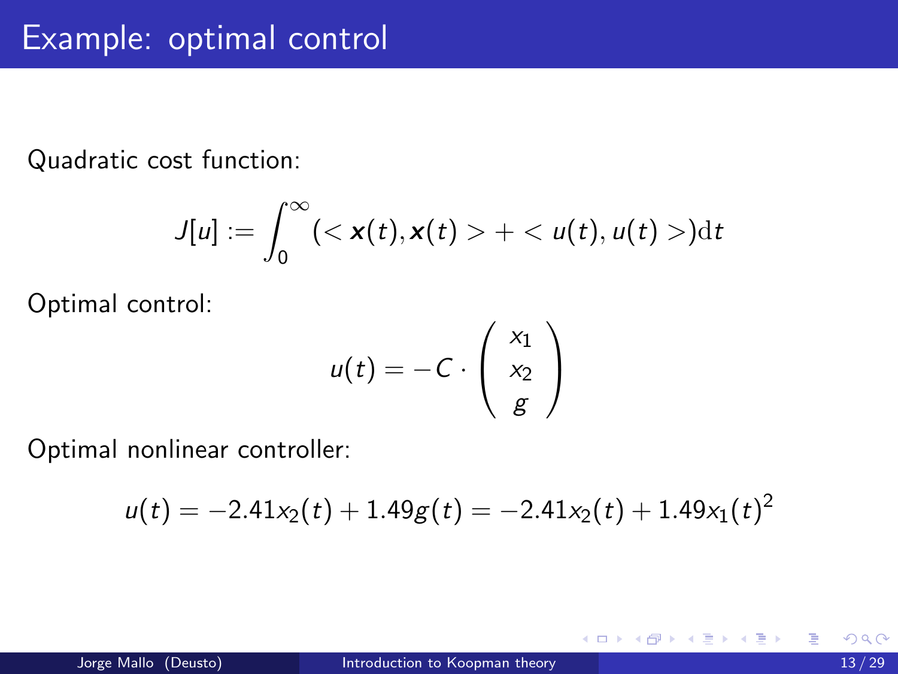# Example: optimal control

Quadratic cost function:

$$J[u] := \int_0^\infty (< \boldsymbol{x}(t), \boldsymbol{x}(t) > + < u(t), u(t) >)\mathrm{d}t$$

Optimal control:

$$u(t) = -C \cdot \begin{pmatrix} x_1 \\ x_2 \\ g \end{pmatrix}$$

Optimal nonlinear controller:

$$u(t) = -2.41x_2(t) + 1.49g(t) = -2.41x_2(t) + 1.49x_1(t)^2$$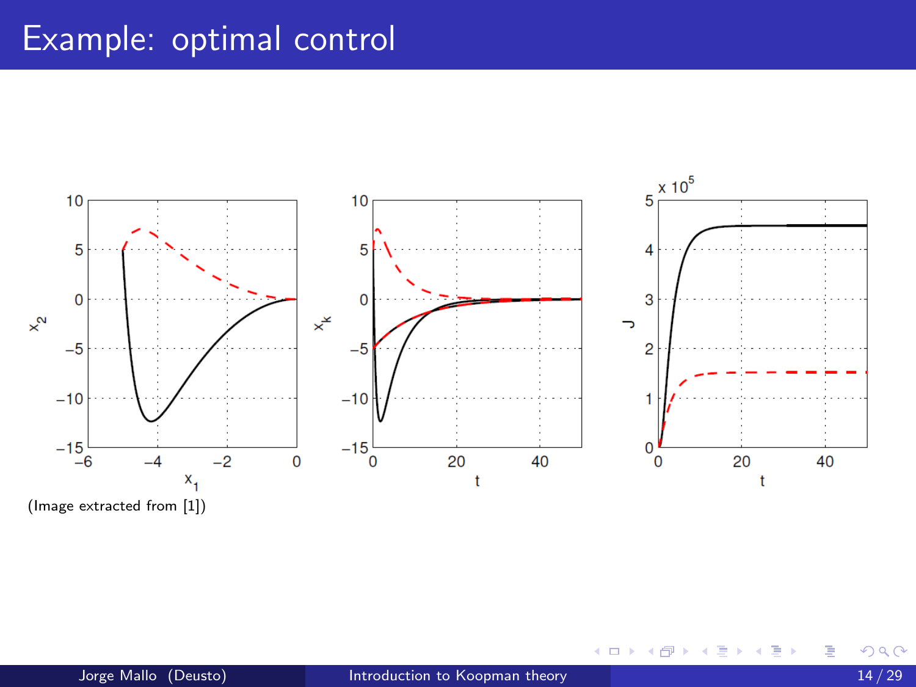# Example: optimal control

(Image extracted from [1])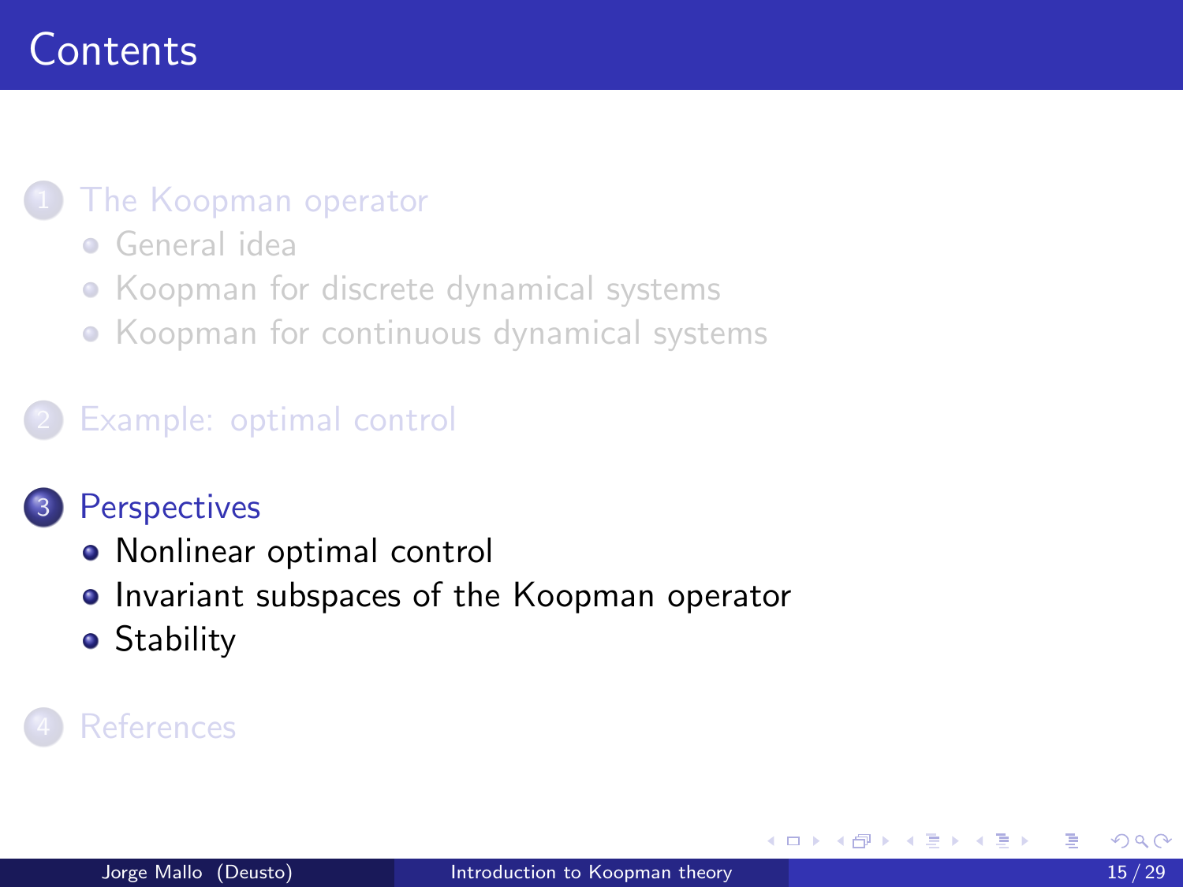# Contents

1. The Koopman operator
   - General idea
   - Koopman for discrete dynamical systems
   - Koopman for continuous dynamical systems

2. Example: optimal control

3. Perspectives
   - Nonlinear optimal control
   - Invariant subspaces of the Koopman operator
   - Stability

4. References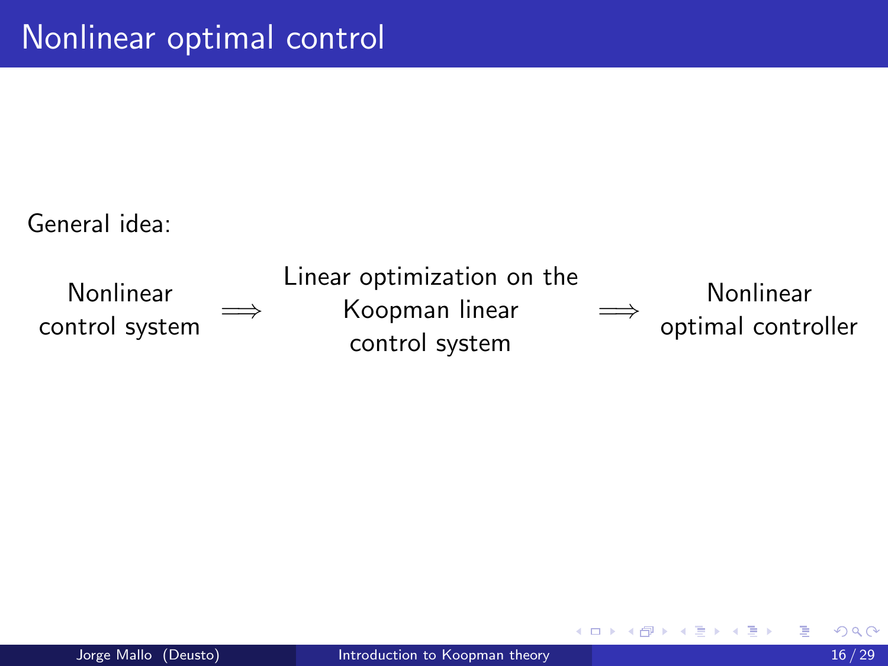# Nonlinear optimal control

General idea:

Nonlinear control system $\Longrightarrow$ Linear optimization on the Koopman linear control system $\Longrightarrow$ Nonlinear optimal controller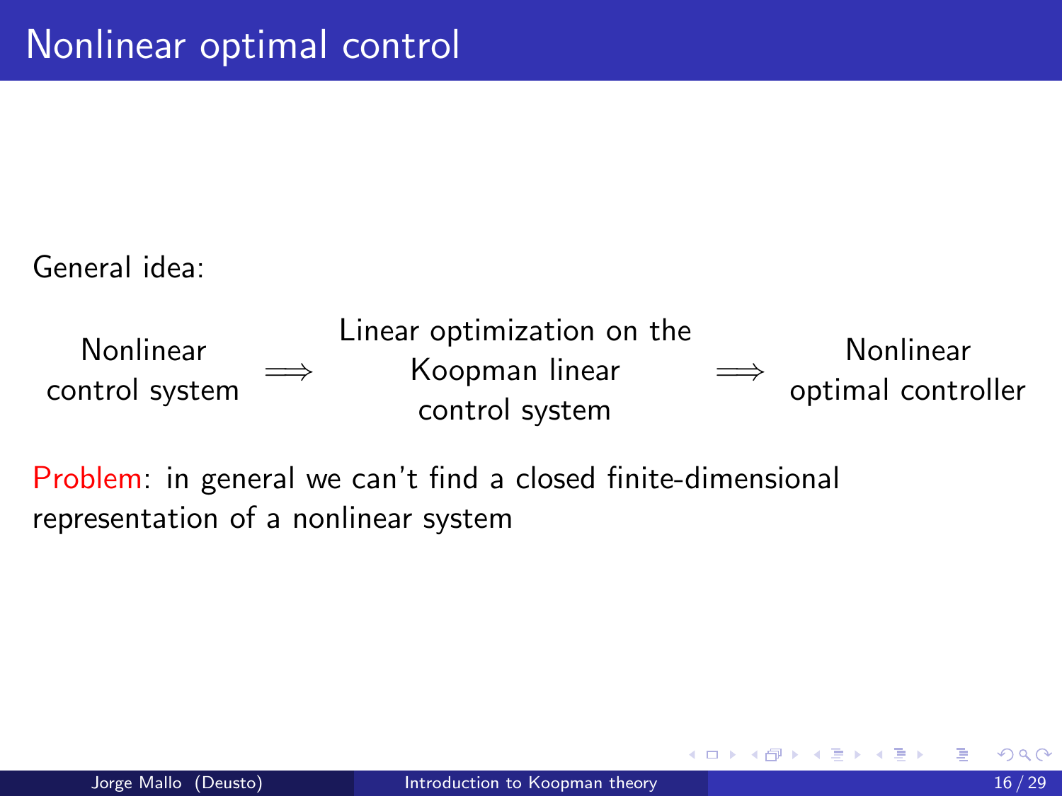# Nonlinear optimal control

General idea:

Nonlinear control system $\Longrightarrow$ Linear optimization on the Koopman linear control system $\Longrightarrow$ Nonlinear optimal controller

Problem: in general we can't find a closed finite-dimensional representation of a nonlinear system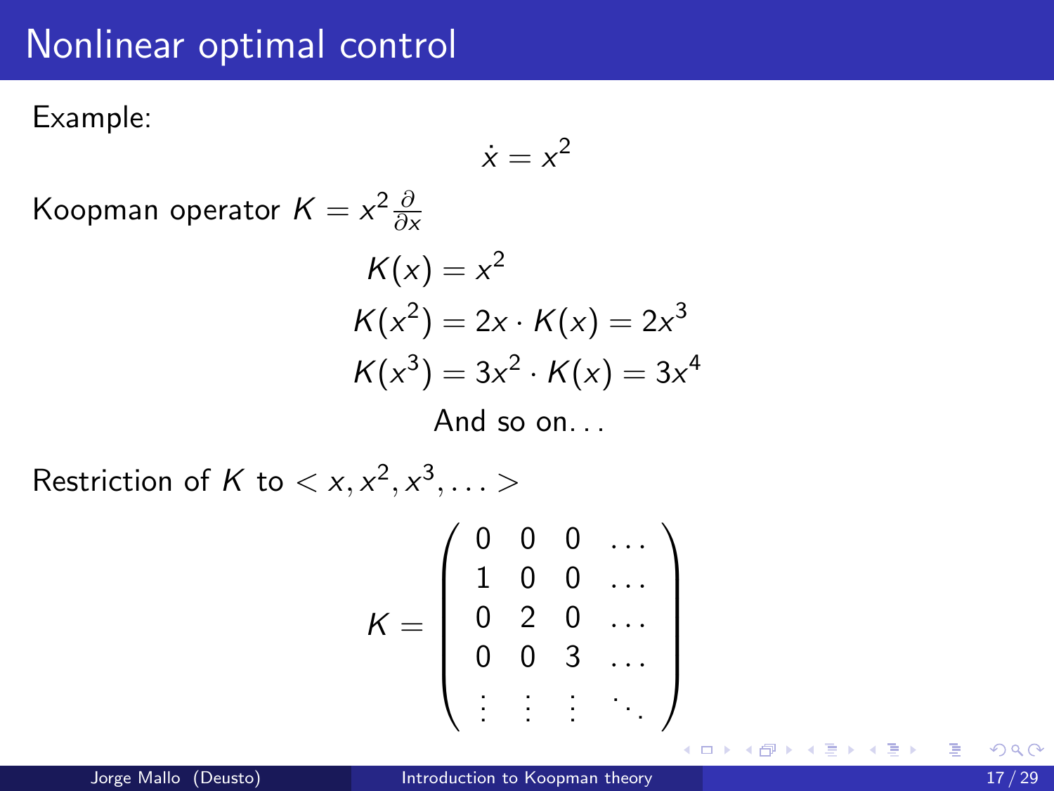# Nonlinear optimal control

Example:

$$\dot{x} = x^2$$

Koopman operator $K = x^2 \frac{\partial}{\partial x}$

$$K(x) = x^2$$
$$K(x^2) = 2x \cdot K(x) = 2x^3$$
$$K(x^3) = 3x^2 \cdot K(x) = 3x^4$$

And so on...

Restriction of $K$ to $< x, x^2, x^3, \dots >$

$$K = \begin{pmatrix} 0 & 0 & 0 & \dots \\ 1 & 0 & 0 & \dots \\ 0 & 2 & 0 & \dots \\ 0 & 0 & 3 & \dots \\ \vdots & \vdots & \vdots & \ddots \end{pmatrix}$$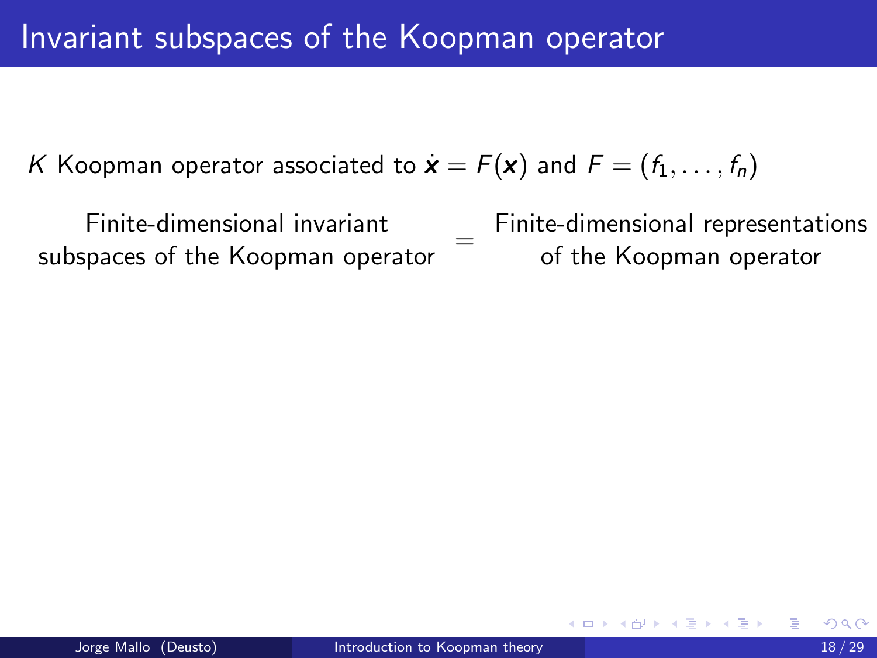# Invariant subspaces of the Koopman operator

$K$ Koopman operator associated to $\dot{\boldsymbol{x}} = F(\boldsymbol{x})$ and $F = (f_1, \ldots, f_n)$

Finite-dimensional invariant subspaces of the Koopman operator = Finite-dimensional representations of the Koopman operator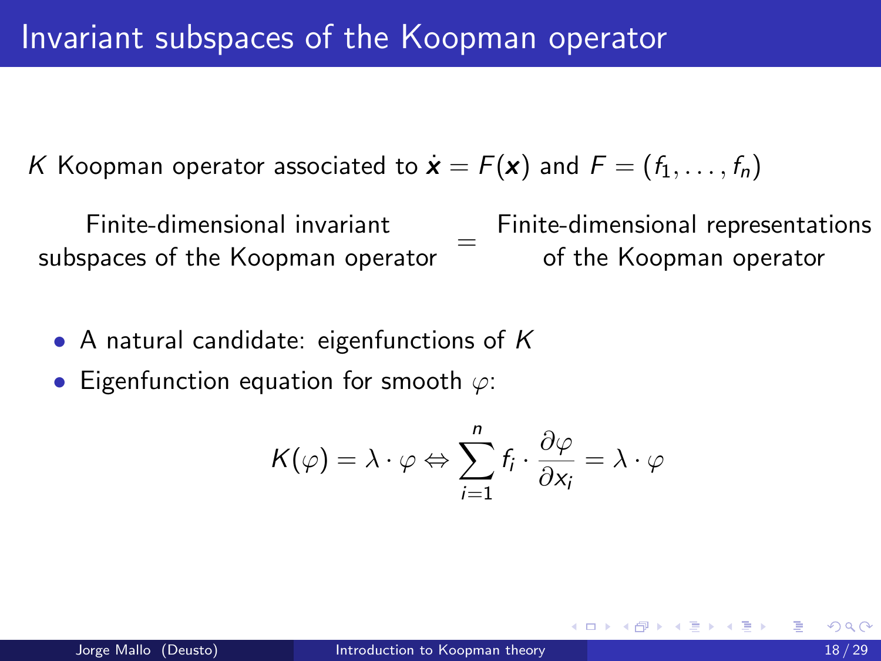# Invariant subspaces of the Koopman operator

$K$ Koopman operator associated to $\dot{\boldsymbol{x}} = F(\boldsymbol{x})$ and $F = (f_1, \ldots, f_n)$

Finite-dimensional invariant subspaces of the Koopman operator = Finite-dimensional representations of the Koopman operator

- A natural candidate: eigenfunctions of $K$
- Eigenfunction equation for smooth $\varphi$:

$$K(\varphi) = \lambda \cdot \varphi \Leftrightarrow \sum_{i=1}^{n} f_i \cdot \frac{\partial \varphi}{\partial x_i} = \lambda \cdot \varphi$$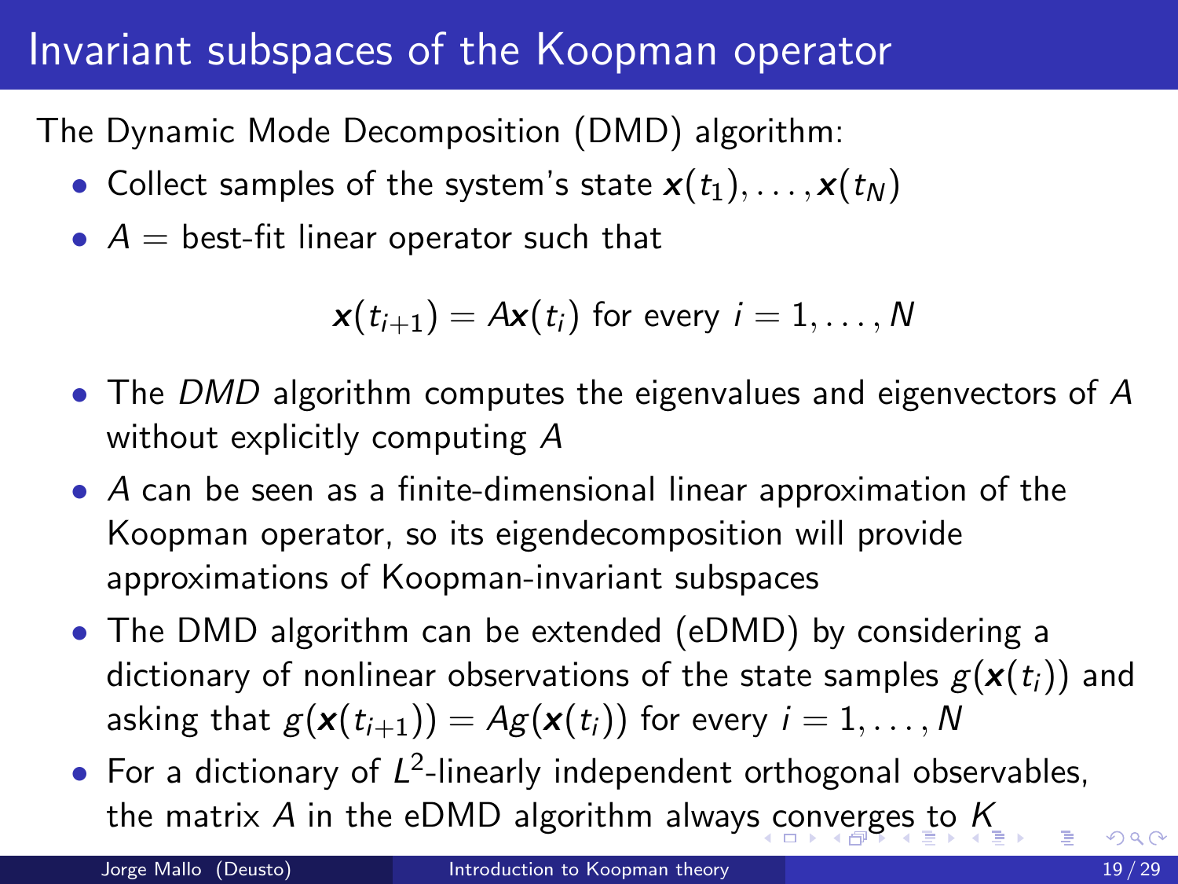# Invariant subspaces of the Koopman operator

The Dynamic Mode Decomposition (DMD) algorithm:

- Collect samples of the system's state $\boldsymbol{x}(t_1), \ldots, \boldsymbol{x}(t_N)$
- $A =$ best-fit linear operator such that

$$\boldsymbol{x}(t_{i+1}) = A\boldsymbol{x}(t_i) \text{ for every } i = 1, \ldots, N$$

- The *DMD* algorithm computes the eigenvalues and eigenvectors of $A$ without explicitly computing $A$
- $A$ can be seen as a finite-dimensional linear approximation of the Koopman operator, so its eigendecomposition will provide approximations of Koopman-invariant subspaces
- The DMD algorithm can be extended (eDMD) by considering a dictionary of nonlinear observations of the state samples $g(\boldsymbol{x}(t_i))$ and asking that $g(\boldsymbol{x}(t_{i+1})) = Ag(\boldsymbol{x}(t_i))$ for every $i = 1, \ldots, N$
- For a dictionary of $L^2$-linearly independent orthogonal observables, the matrix $A$ in the eDMD algorithm always converges to $K$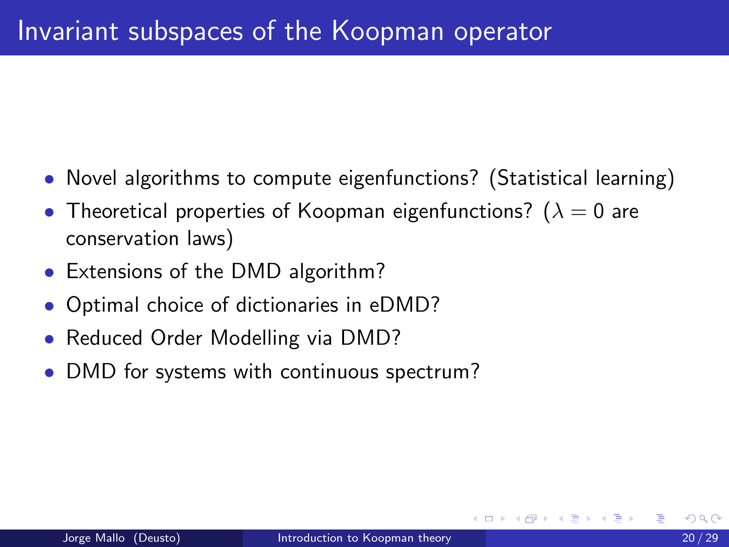# Invariant subspaces of the Koopman operator

- Novel algorithms to compute eigenfunctions? (Statistical learning)
- Theoretical properties of Koopman eigenfunctions? ($\lambda = 0$ are conservation laws)
- Extensions of the DMD algorithm?
- Optimal choice of dictionaries in eDMD?
- Reduced Order Modelling via DMD?
- DMD for systems with continuous spectrum?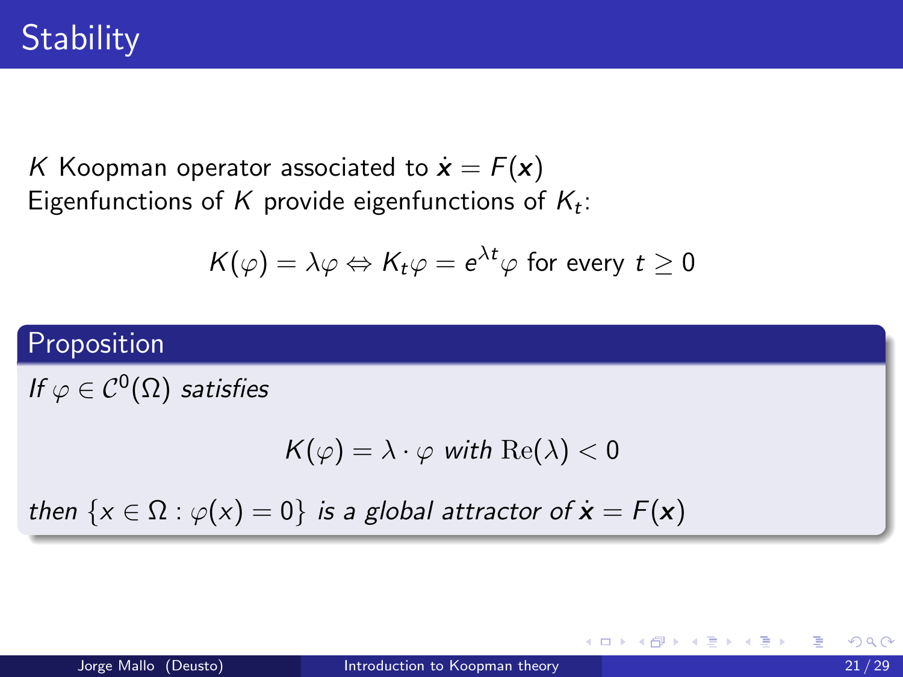# Stability

$K$ Koopman operator associated to $\dot{\boldsymbol{x}} = F(\boldsymbol{x})$
Eigenfunctions of $K$ provide eigenfunctions of $K_t$:

$$K(\varphi) = \lambda\varphi \Leftrightarrow K_t\varphi = e^{\lambda t}\varphi \text{ for every } t \geq 0$$

## Proposition

*If* $\varphi \in \mathcal{C}^0(\Omega)$ *satisfies*

$$K(\varphi) = \lambda \cdot \varphi \textit{ with } \mathrm{Re}(\lambda) < 0$$

*then* $\{x \in \Omega : \varphi(x) = 0\}$ *is a global attractor of* $\dot{\boldsymbol{x}} = F(\boldsymbol{x})$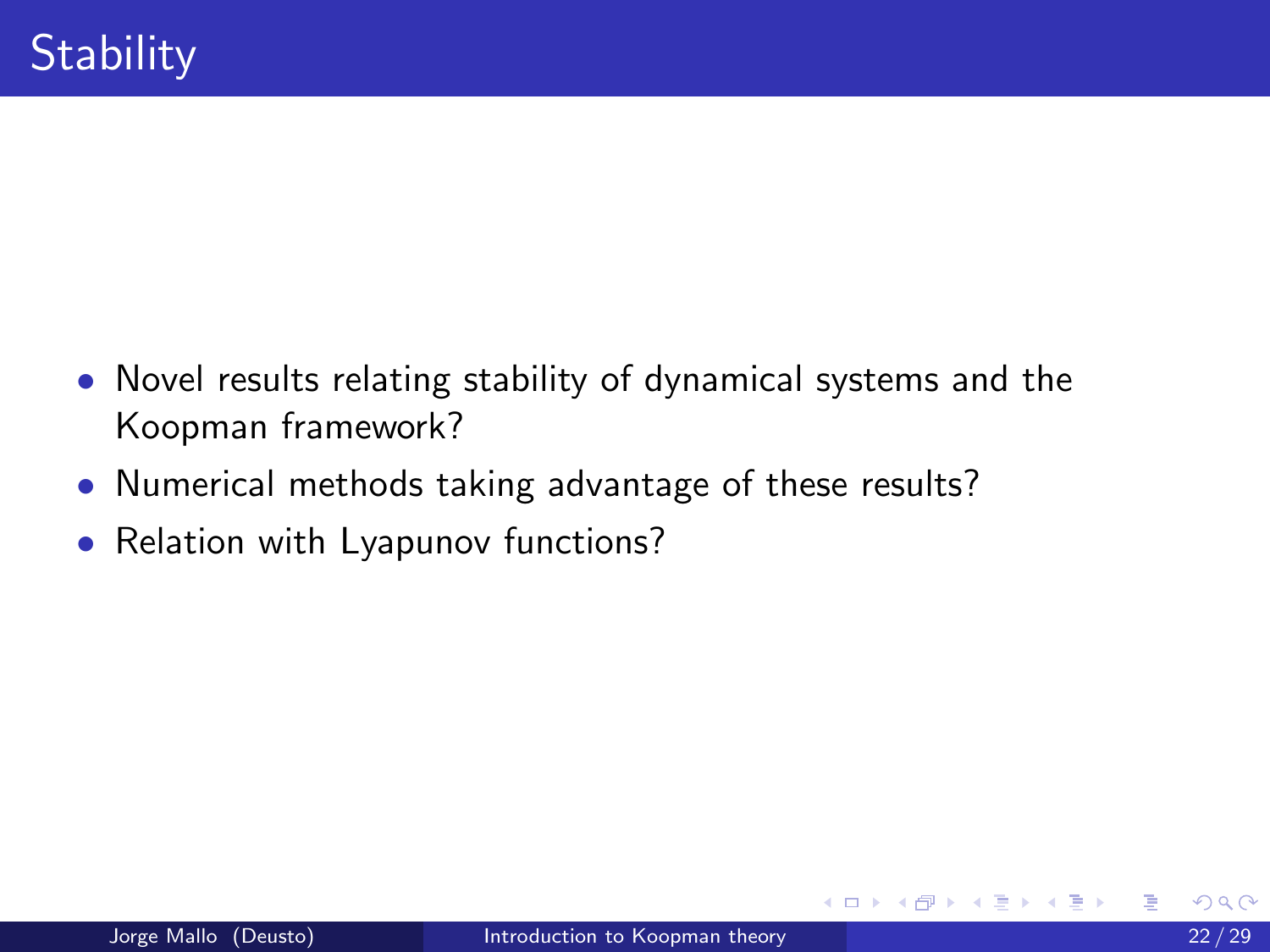# Stability

- Novel results relating stability of dynamical systems and the Koopman framework?
- Numerical methods taking advantage of these results?
- Relation with Lyapunov functions?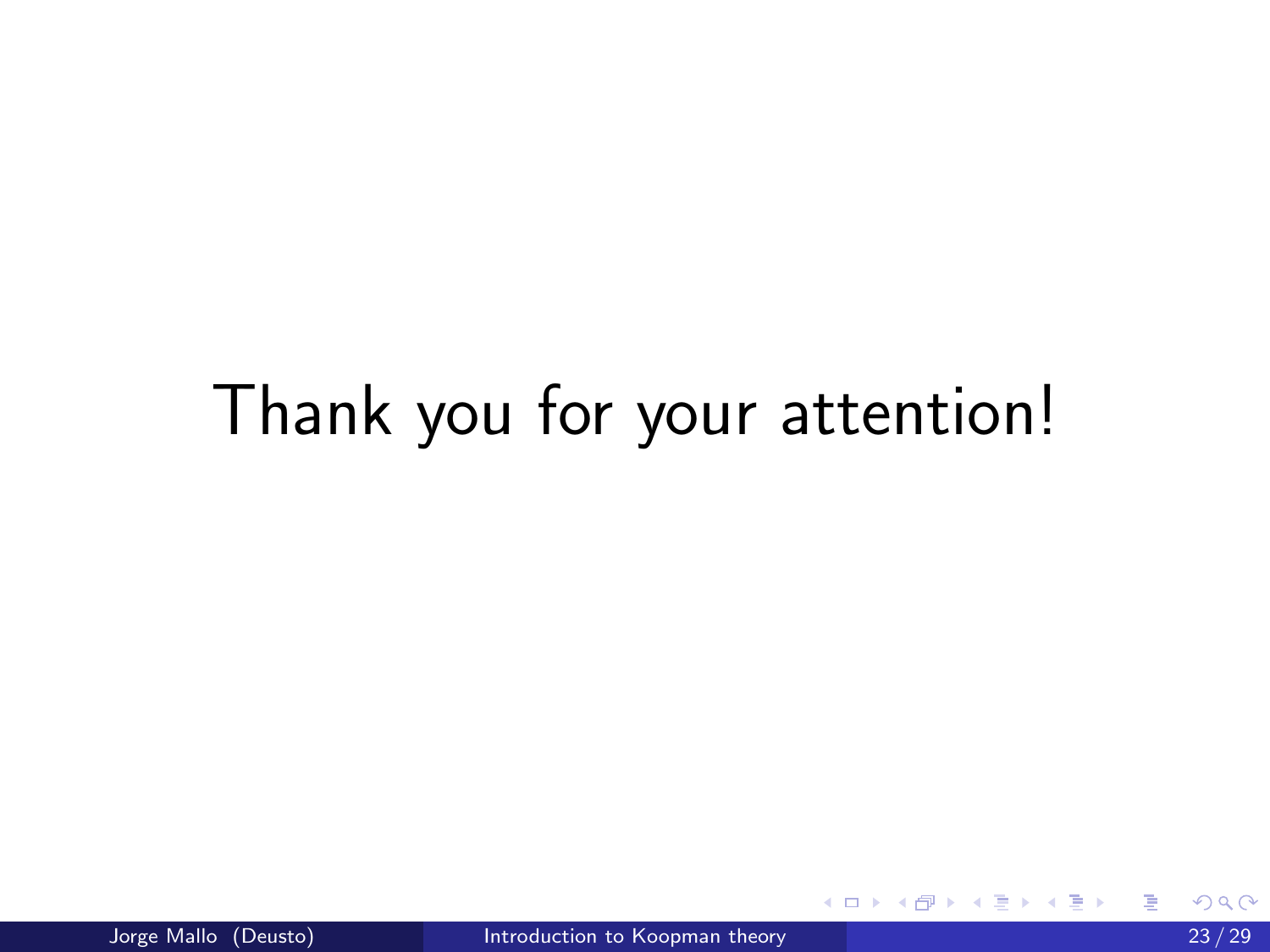Thank you for your attention!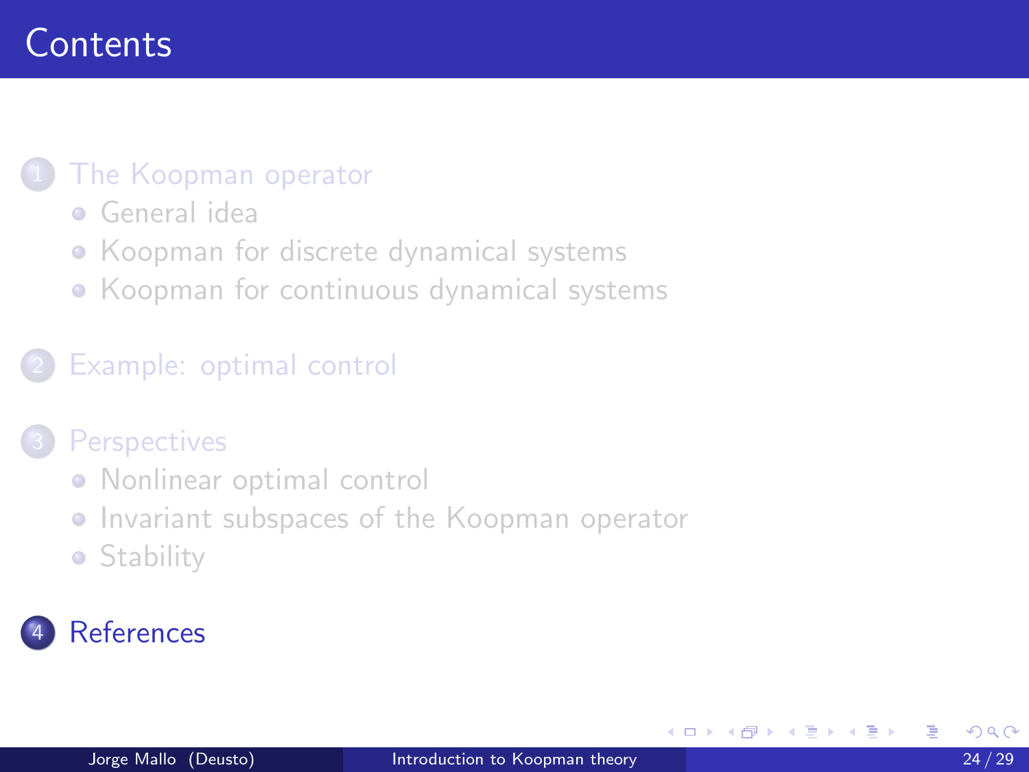# Contents

1. The Koopman operator
   - General idea
   - Koopman for discrete dynamical systems
   - Koopman for continuous dynamical systems

2. Example: optimal control

3. Perspectives
   - Nonlinear optimal control
   - Invariant subspaces of the Koopman operator
   - Stability

4. References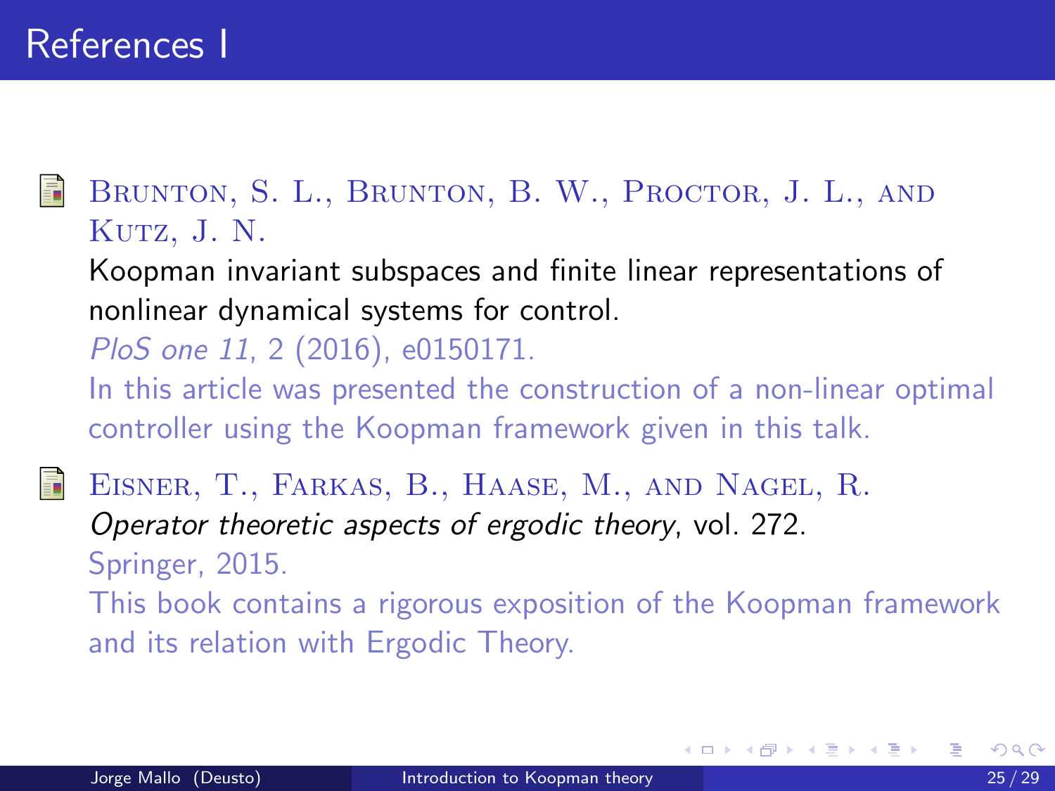# References I

- Brunton, S. L., Brunton, B. W., Proctor, J. L., and Kutz, J. N.
  Koopman invariant subspaces and finite linear representations of nonlinear dynamical systems for control.
  *PloS one 11*, 2 (2016), e0150171.
  In this article was presented the construction of a non-linear optimal controller using the Koopman framework given in this talk.

- Eisner, T., Farkas, B., Haase, M., and Nagel, R.
  *Operator theoretic aspects of ergodic theory*, vol. 272.
  Springer, 2015.
  This book contains a rigorous exposition of the Koopman framework and its relation with Ergodic Theory.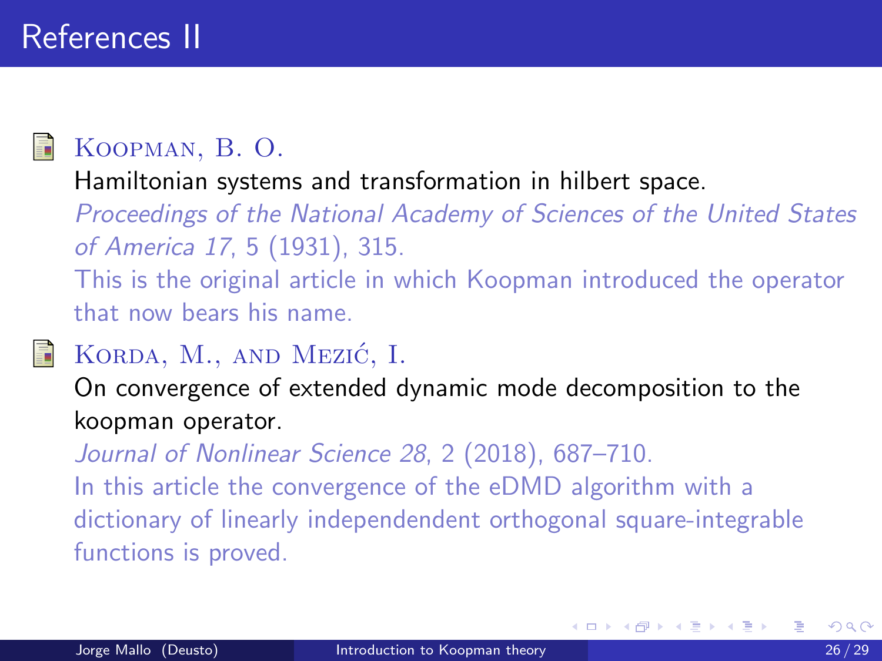# References II

Koopman, B. O.

Hamiltonian systems and transformation in hilbert space.

*Proceedings of the National Academy of Sciences of the United States of America 17*, 5 (1931), 315.

This is the original article in which Koopman introduced the operator that now bears his name.

Korda, M., and Mezić, I.

On convergence of extended dynamic mode decomposition to the koopman operator.

*Journal of Nonlinear Science 28*, 2 (2018), 687–710.

In this article the convergence of the eDMD algorithm with a dictionary of linearly independendent orthogonal square-integrable functions is proved.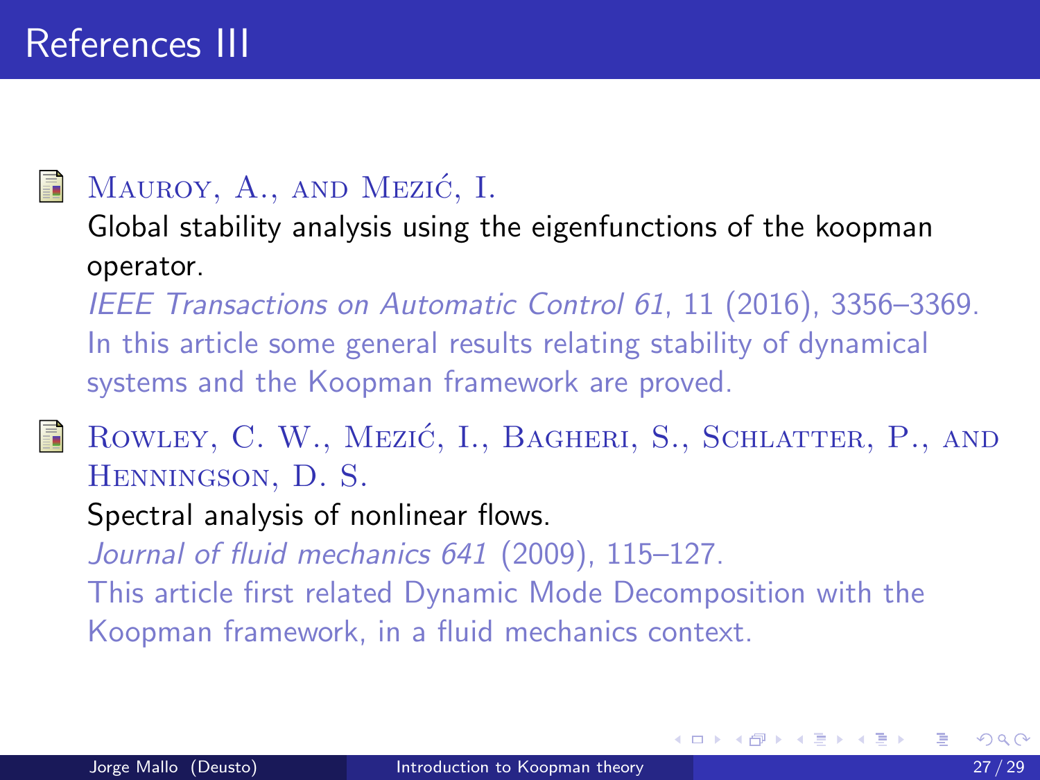# References III

- Mauroy, A., and Mezić, I.
  Global stability analysis using the eigenfunctions of the koopman operator.
  *IEEE Transactions on Automatic Control 61*, 11 (2016), 3356–3369.
  In this article some general results relating stability of dynamical systems and the Koopman framework are proved.

- Rowley, C. W., Mezić, I., Bagheri, S., Schlatter, P., and Henningson, D. S.
  Spectral analysis of nonlinear flows.
  *Journal of fluid mechanics 641* (2009), 115–127.
  This article first related Dynamic Mode Decomposition with the Koopman framework, in a fluid mechanics context.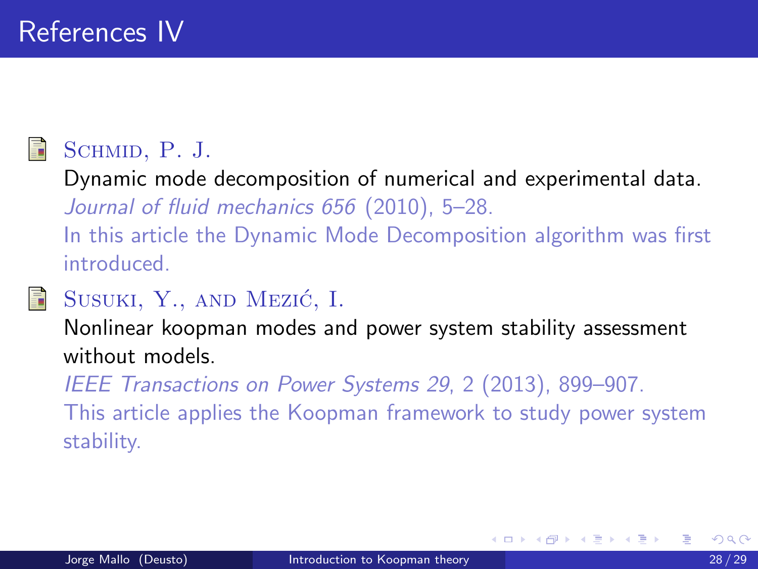# References IV

- SCHMID, P. J.
  Dynamic mode decomposition of numerical and experimental data.
  *Journal of fluid mechanics 656* (2010), 5–28.
  In this article the Dynamic Mode Decomposition algorithm was first introduced.

- SUSUKI, Y., AND MEZIĆ, I.
  Nonlinear koopman modes and power system stability assessment without models.
  *IEEE Transactions on Power Systems 29*, 2 (2013), 899–907.
  This article applies the Koopman framework to study power system stability.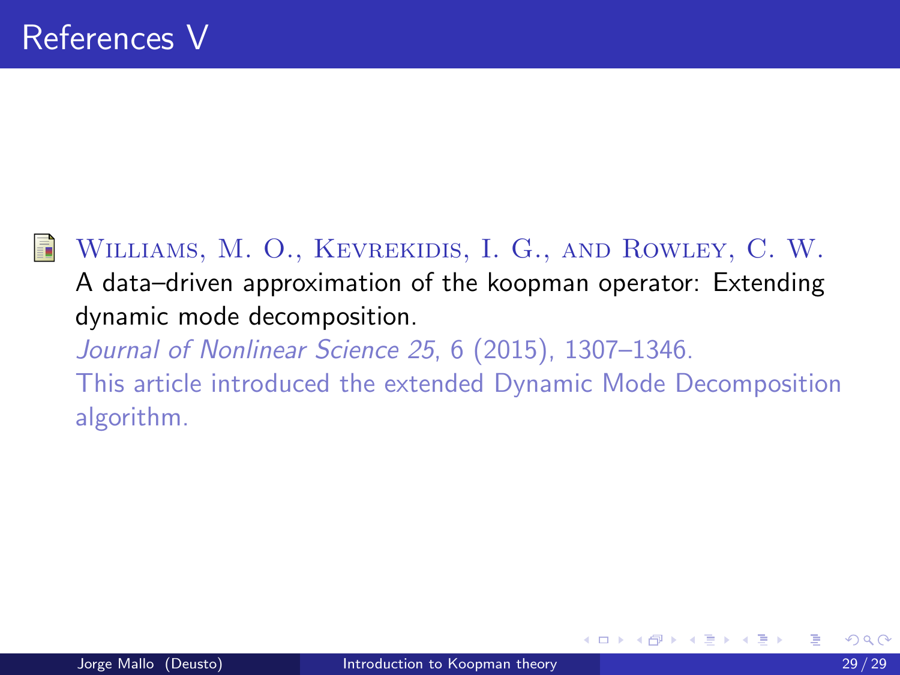# References V

Williams, M. O., Kevrekidis, I. G., and Rowley, C. W.
A data–driven approximation of the koopman operator: Extending dynamic mode decomposition.
*Journal of Nonlinear Science 25*, 6 (2015), 1307–1346.
This article introduced the extended Dynamic Mode Decomposition algorithm.